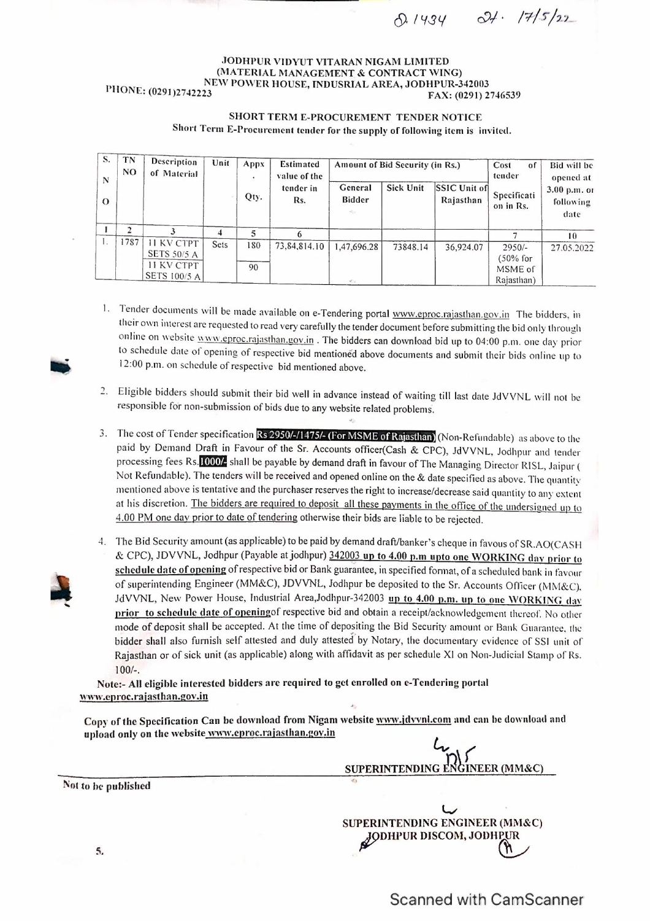Q.1434 24. 17/5/22

**JODHPUR VIDYUT VITARAN NIGAM LIMITED**
**(MATERIAL MANAGEMENT & CONTRACT WING)**
**NEW POWER HOUSE, INDUSRIAL AREA, JODHPUR-342003**

**PHONE: (0291)2742223** **FAX: (0291) 2746539**

**SHORT TERM E-PROCUREMENT TENDER NOTICE**

**Short Term E-Procurement tender for the supply of following item is invited.**

| S. NO | TN NO | Description of Material | Unit | Appx. Qty. | Estimated value of the tender in Rs. | Amount of Bid Security (in Rs.) | | | Cost of tender Specification in Rs. | Bid will be opened at 3.00 p.m. on following date |
|---|---|---|---|---|---|---|---|---|---|---|
| | | | | | | General Bidder | Sick Unit | SSIC Unit of Rajasthan | | |
| 1 | 2 | 3 | 4 | 5 | 6 | | | | 7 | 10 |
| 1. | 1787 | 11 KV CTPT SETS 50/5 A | Sets | 180 | 73,84,814.10 | 1,47,696.28 | 73848.14 | 36,924.07 | 2950/- (50% for MSME of Rajasthan) | 27.05.2022 |
| | | 11 KV CTPT SETS 100/5 A | | 90 | | | | | | |

1. Tender documents will be made available on e-Tendering portal www.eproc.rajasthan.gov.in The bidders, in their own interest are requested to read very carefully the tender document before submitting the bid only through online on website www.eproc.rajasthan.gov.in . The bidders can download bid up to 04:00 p.m. one day prior to schedule date of opening of respective bid mentioned above documents and submit their bids online up to 12:00 p.m. on schedule of respective bid mentioned above.

2. Eligible bidders should submit their bid well in advance instead of waiting till last date JdVVNL will not be responsible for non-submission of bids due to any website related problems.

3. The cost of Tender specification Rs 2950/-/1475/- (For MSME of Rajasthan) (Non-Refundable) as above to the paid by Demand Draft in Favour of the Sr. Accounts officer(Cash & CPC), JdVVNL, Jodhpur and tender processing fees Rs.1000/- shall be payable by demand draft in favour of The Managing Director RISL, Jaipur ( Not Refundable). The tenders will be received and opened online on the & date specified as above. The quantity mentioned above is tentative and the purchaser reserves the right to increase/decrease said quantity to any extent at his discretion. The bidders are required to deposit all these payments in the office of the undersigned up to 4.00 PM one day prior to date of tendering otherwise their bids are liable to be rejected.

4. The Bid Security amount (as applicable) to be paid by demand draft/banker's cheque in favous of SR.AO(CASH & CPC), JDVVNL, Jodhpur (Payable at jodhpur) 342003 **up to 4.00 p.m upto one WORKING day prior to schedule date of opening** of respective bid or Bank guarantee, in specified format, of a scheduled bank in favour of superintending Engineer (MM&C), JDVVNL, Jodhpur be deposited to the Sr. Accounts Officer (MM&C), JdVVNL, New Power House, Industrial Area,Jodhpur-342003 **up to 4.00 p.m. up to one WORKING day prior to schedule date of opening**of respective bid and obtain a receipt/acknowledgement thereof. No other mode of deposit shall be accepted. At the time of depositing the Bid Security amount or Bank Guarantee, the bidder shall also furnish self attested and duly attested by Notary, the documentary evidence of SSI unit of Rajasthan or of sick unit (as applicable) along with affidavit as per schedule XI on Non-Judicial Stamp of Rs. 100/-.

**Note:- All eligible interested bidders are required to get enrolled on e-Tendering portal www.eproc.rajasthan.gov.in**

**Copy of the Specification Can be download from Nigam website www.jdvvnl.com and can be download and upload only on the website www.eproc.rajasthan.gov.in**

**SUPERINTENDING ENGINEER (MM&C)**

**Not to be published**

**SUPERINTENDING ENGINEER (MM&C)**
**JODHPUR DISCOM, JODHPUR**

5.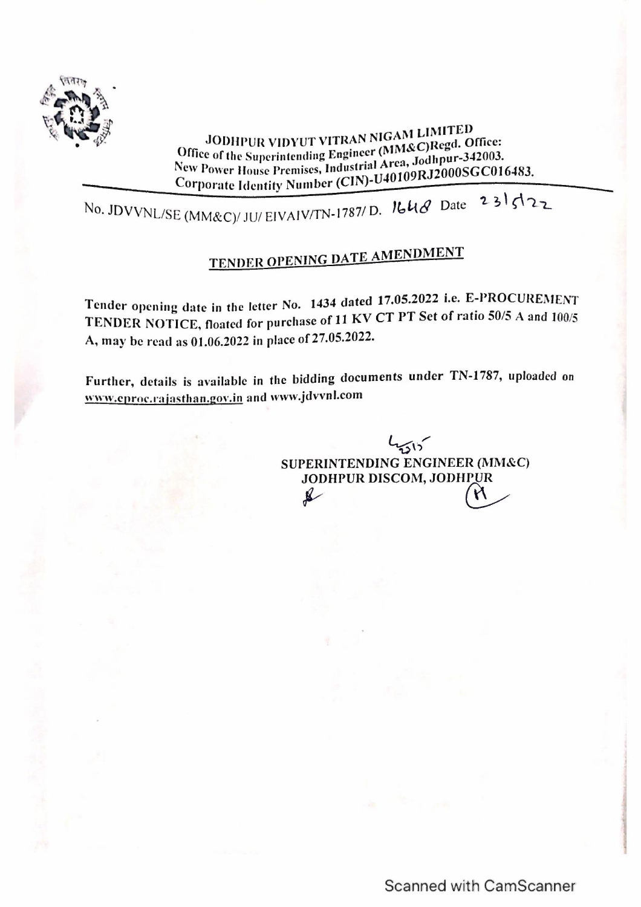**JODHPUR VIDYUT VITRAN NIGAM LIMITED**
**Office of the Superintending Engineer (MM&C)Regd. Office:**
**New Power House Premises, Industrial Area, Jodhpur-342003.**
**Corporate Identity Number (CIN)-U40109RJ2000SGC016483.**

No. JDVVNL/SE (MM&C)/ JU/ EIVAIV/TN-1787/ D. 1648 Date 23/5/22

## TENDER OPENING DATE AMENDMENT

**Tender opening date in the letter No. 1434 dated 17.05.2022 i.e. E-PROCUREMENT TENDER NOTICE, floated for purchase of 11 KV CT PT Set of ratio 50/5 A and 100/5 A, may be read as 01.06.2022 in place of 27.05.2022.**

**Further, details is available in the bidding documents under TN-1787, uploaded on www.eproc.rajasthan.gov.in and www.jdvvnl.com**

**SUPERINTENDING ENGINEER (MM&C)**
**JODHPUR DISCOM, JODHPUR**